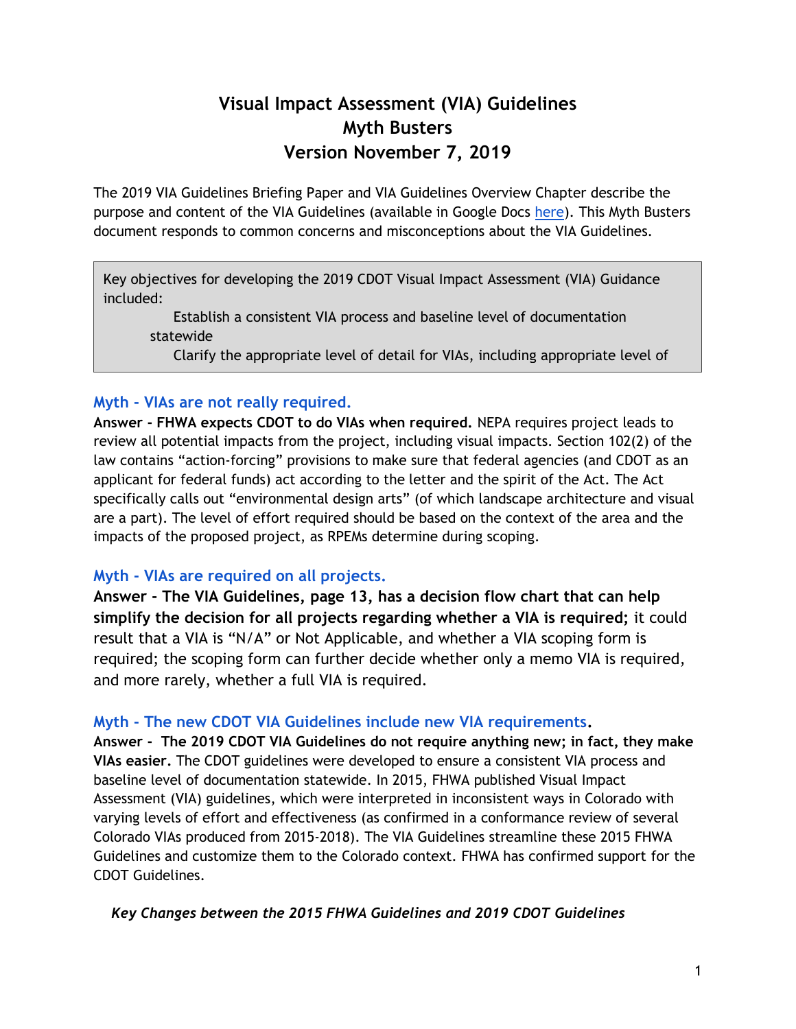# Visual Impact Assessment (VIA) Guidelines
# Myth Busters
# Version November 7, 2019

The 2019 VIA Guidelines Briefing Paper and VIA Guidelines Overview Chapter describe the purpose and content of the VIA Guidelines (available in Google Docs here). This Myth Busters document responds to common concerns and misconceptions about the VIA Guidelines.

> Key objectives for developing the 2019 CDOT Visual Impact Assessment (VIA) Guidance included:
>
> Establish a consistent VIA process and baseline level of documentation statewide
>
> Clarify the appropriate level of detail for VIAs, including appropriate level of

### Myth - VIAs are not really required.

**Answer - FHWA expects CDOT to do VIAs when required.** NEPA requires project leads to review all potential impacts from the project, including visual impacts. Section 102(2) of the law contains "action-forcing" provisions to make sure that federal agencies (and CDOT as an applicant for federal funds) act according to the letter and the spirit of the Act. The Act specifically calls out "environmental design arts" (of which landscape architecture and visual are a part). The level of effort required should be based on the context of the area and the impacts of the proposed project, as RPEMs determine during scoping.

### Myth - VIAs are required on all projects.

**Answer - The VIA Guidelines, page 13, has a decision flow chart that can help simplify the decision for all projects regarding whether a VIA is required;** it could result that a VIA is "N/A" or Not Applicable, and whether a VIA scoping form is required; the scoping form can further decide whether only a memo VIA is required, and more rarely, whether a full VIA is required.

### Myth - The new CDOT VIA Guidelines include new VIA requirements.

**Answer - The 2019 CDOT VIA Guidelines do not require anything new; in fact, they make VIAs easier.** The CDOT guidelines were developed to ensure a consistent VIA process and baseline level of documentation statewide. In 2015, FHWA published Visual Impact Assessment (VIA) guidelines, which were interpreted in inconsistent ways in Colorado with varying levels of effort and effectiveness (as confirmed in a conformance review of several Colorado VIAs produced from 2015-2018). The VIA Guidelines streamline these 2015 FHWA Guidelines and customize them to the Colorado context. FHWA has confirmed support for the CDOT Guidelines.

*Key Changes between the 2015 FHWA Guidelines and 2019 CDOT Guidelines*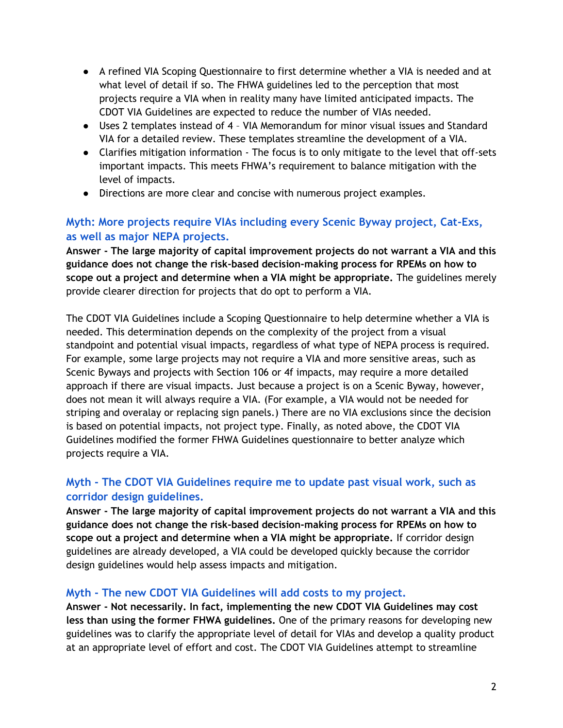- A refined VIA Scoping Questionnaire to first determine whether a VIA is needed and at what level of detail if so. The FHWA guidelines led to the perception that most projects require a VIA when in reality many have limited anticipated impacts. The CDOT VIA Guidelines are expected to reduce the number of VIAs needed.
- Uses 2 templates instead of 4 – VIA Memorandum for minor visual issues and Standard VIA for a detailed review. These templates streamline the development of a VIA.
- Clarifies mitigation information - The focus is to only mitigate to the level that off-sets important impacts. This meets FHWA's requirement to balance mitigation with the level of impacts.
- Directions are more clear and concise with numerous project examples.

### Myth: More projects require VIAs including every Scenic Byway project, Cat-Exs, as well as major NEPA projects.

**Answer - The large majority of capital improvement projects do not warrant a VIA and this guidance does not change the risk-based decision-making process for RPEMs on how to scope out a project and determine when a VIA might be appropriate.** The guidelines merely provide clearer direction for projects that do opt to perform a VIA.

The CDOT VIA Guidelines include a Scoping Questionnaire to help determine whether a VIA is needed. This determination depends on the complexity of the project from a visual standpoint and potential visual impacts, regardless of what type of NEPA process is required. For example, some large projects may not require a VIA and more sensitive areas, such as Scenic Byways and projects with Section 106 or 4f impacts, may require a more detailed approach if there are visual impacts. Just because a project is on a Scenic Byway, however, does not mean it will always require a VIA. (For example, a VIA would not be needed for striping and overalay or replacing sign panels.) There are no VIA exclusions since the decision is based on potential impacts, not project type. Finally, as noted above, the CDOT VIA Guidelines modified the former FHWA Guidelines questionnaire to better analyze which projects require a VIA.

### Myth - The CDOT VIA Guidelines require me to update past visual work, such as corridor design guidelines.

**Answer - The large majority of capital improvement projects do not warrant a VIA and this guidance does not change the risk-based decision-making process for RPEMs on how to scope out a project and determine when a VIA might be appropriate.** If corridor design guidelines are already developed, a VIA could be developed quickly because the corridor design guidelines would help assess impacts and mitigation.

### Myth - The new CDOT VIA Guidelines will add costs to my project.

**Answer - Not necessarily. In fact, implementing the new CDOT VIA Guidelines may cost less than using the former FHWA guidelines.** One of the primary reasons for developing new guidelines was to clarify the appropriate level of detail for VIAs and develop a quality product at an appropriate level of effort and cost. The CDOT VIA Guidelines attempt to streamline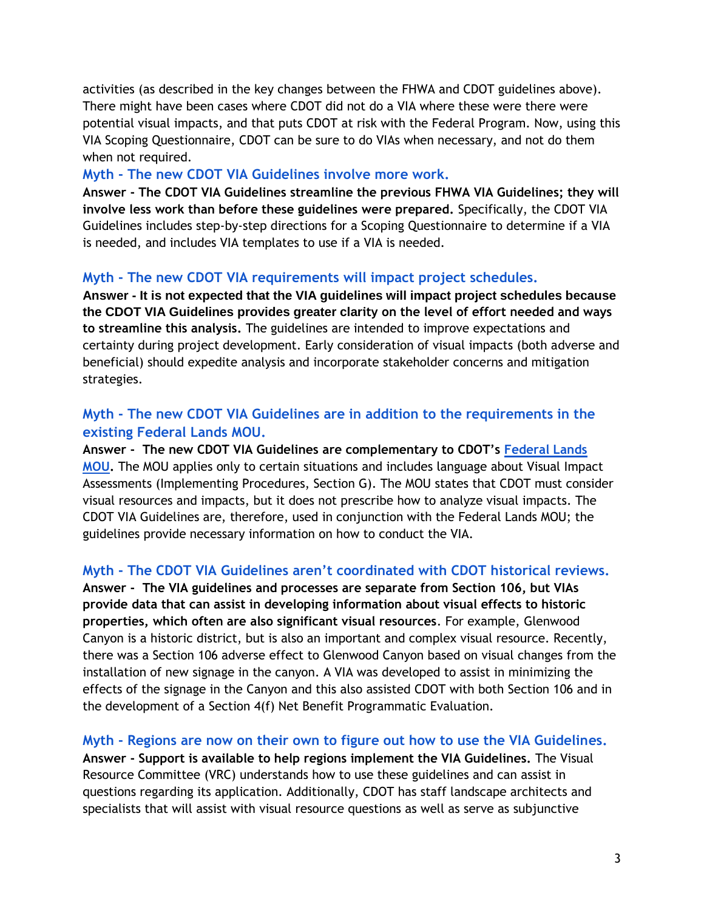activities (as described in the key changes between the FHWA and CDOT guidelines above). There might have been cases where CDOT did not do a VIA where these were there were potential visual impacts, and that puts CDOT at risk with the Federal Program. Now, using this VIA Scoping Questionnaire, CDOT can be sure to do VIAs when necessary, and not do them when not required.

### Myth - The new CDOT VIA Guidelines involve more work.

**Answer - The CDOT VIA Guidelines streamline the previous FHWA VIA Guidelines; they will involve less work than before these guidelines were prepared.** Specifically, the CDOT VIA Guidelines includes step-by-step directions for a Scoping Questionnaire to determine if a VIA is needed, and includes VIA templates to use if a VIA is needed.

### Myth - The new CDOT VIA requirements will impact project schedules.

**Answer - It is not expected that the VIA guidelines will impact project schedules because the CDOT VIA Guidelines provides greater clarity on the level of effort needed and ways to streamline this analysis.** The guidelines are intended to improve expectations and certainty during project development. Early consideration of visual impacts (both adverse and beneficial) should expedite analysis and incorporate stakeholder concerns and mitigation strategies.

### Myth - The new CDOT VIA Guidelines are in addition to the requirements in the existing Federal Lands MOU.

**Answer - The new CDOT VIA Guidelines are complementary to CDOT's Federal Lands MOU.** The MOU applies only to certain situations and includes language about Visual Impact Assessments (Implementing Procedures, Section G). The MOU states that CDOT must consider visual resources and impacts, but it does not prescribe how to analyze visual impacts. The CDOT VIA Guidelines are, therefore, used in conjunction with the Federal Lands MOU; the guidelines provide necessary information on how to conduct the VIA.

### Myth - The CDOT VIA Guidelines aren't coordinated with CDOT historical reviews.

**Answer - The VIA guidelines and processes are separate from Section 106, but VIAs provide data that can assist in developing information about visual effects to historic properties, which often are also significant visual resources**. For example, Glenwood Canyon is a historic district, but is also an important and complex visual resource. Recently, there was a Section 106 adverse effect to Glenwood Canyon based on visual changes from the installation of new signage in the canyon. A VIA was developed to assist in minimizing the effects of the signage in the Canyon and this also assisted CDOT with both Section 106 and in the development of a Section 4(f) Net Benefit Programmatic Evaluation.

### Myth - Regions are now on their own to figure out how to use the VIA Guidelines.

**Answer - Support is available to help regions implement the VIA Guidelines.** The Visual Resource Committee (VRC) understands how to use these guidelines and can assist in questions regarding its application. Additionally, CDOT has staff landscape architects and specialists that will assist with visual resource questions as well as serve as subjunctive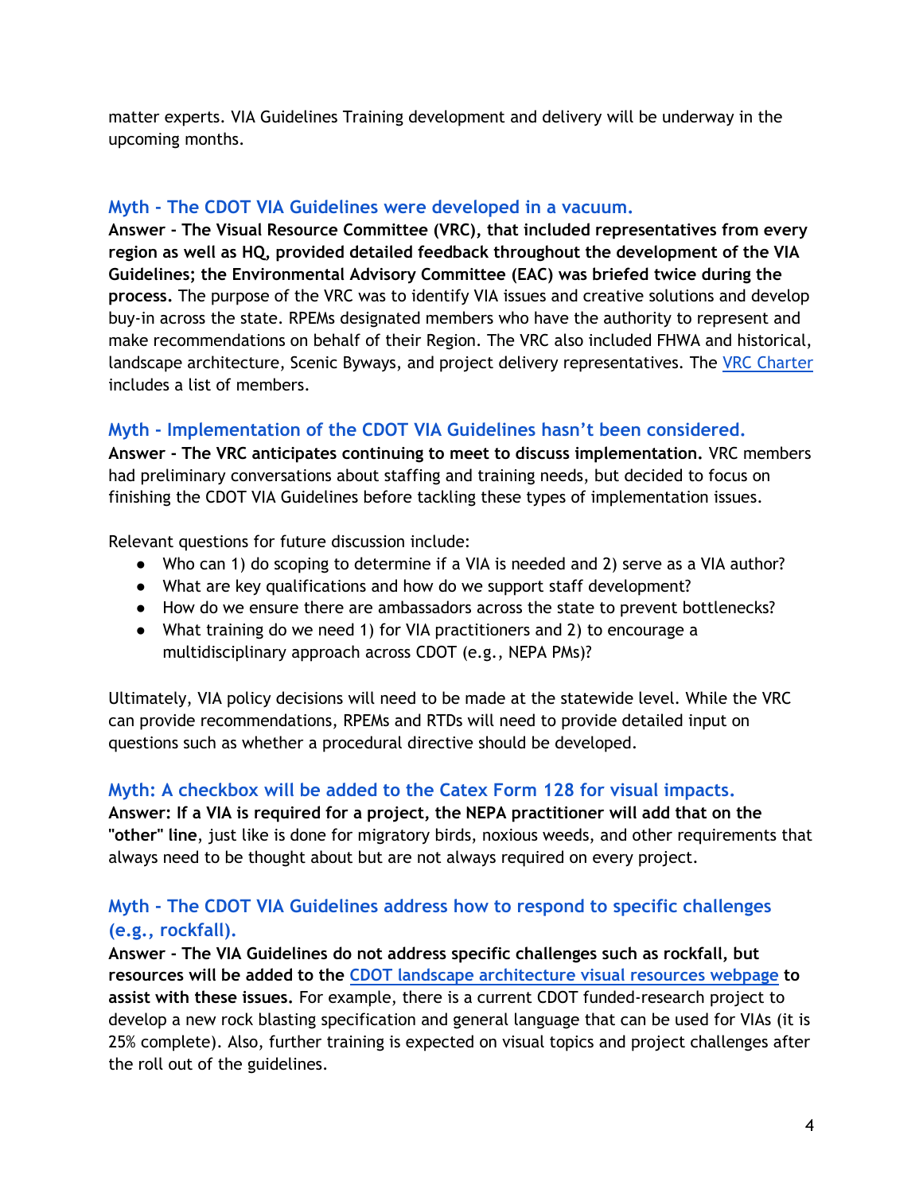matter experts. VIA Guidelines Training development and delivery will be underway in the upcoming months.

### Myth - The CDOT VIA Guidelines were developed in a vacuum.

**Answer - The Visual Resource Committee (VRC), that included representatives from every region as well as HQ, provided detailed feedback throughout the development of the VIA Guidelines; the Environmental Advisory Committee (EAC) was briefed twice during the process.** The purpose of the VRC was to identify VIA issues and creative solutions and develop buy-in across the state. RPEMs designated members who have the authority to represent and make recommendations on behalf of their Region. The VRC also included FHWA and historical, landscape architecture, Scenic Byways, and project delivery representatives. The VRC Charter includes a list of members.

### Myth - Implementation of the CDOT VIA Guidelines hasn't been considered.

**Answer - The VRC anticipates continuing to meet to discuss implementation.** VRC members had preliminary conversations about staffing and training needs, but decided to focus on finishing the CDOT VIA Guidelines before tackling these types of implementation issues.

Relevant questions for future discussion include:

- Who can 1) do scoping to determine if a VIA is needed and 2) serve as a VIA author?
- What are key qualifications and how do we support staff development?
- How do we ensure there are ambassadors across the state to prevent bottlenecks?
- What training do we need 1) for VIA practitioners and 2) to encourage a multidisciplinary approach across CDOT (e.g., NEPA PMs)?

Ultimately, VIA policy decisions will need to be made at the statewide level. While the VRC can provide recommendations, RPEMs and RTDs will need to provide detailed input on questions such as whether a procedural directive should be developed.

### Myth: A checkbox will be added to the Catex Form 128 for visual impacts.

**Answer: If a VIA is required for a project, the NEPA practitioner will add that on the "other" line**, just like is done for migratory birds, noxious weeds, and other requirements that always need to be thought about but are not always required on every project.

### Myth - The CDOT VIA Guidelines address how to respond to specific challenges (e.g., rockfall).

**Answer - The VIA Guidelines do not address specific challenges such as rockfall, but resources will be added to the CDOT landscape architecture visual resources webpage to assist with these issues.** For example, there is a current CDOT funded-research project to develop a new rock blasting specification and general language that can be used for VIAs (it is 25% complete). Also, further training is expected on visual topics and project challenges after the roll out of the guidelines.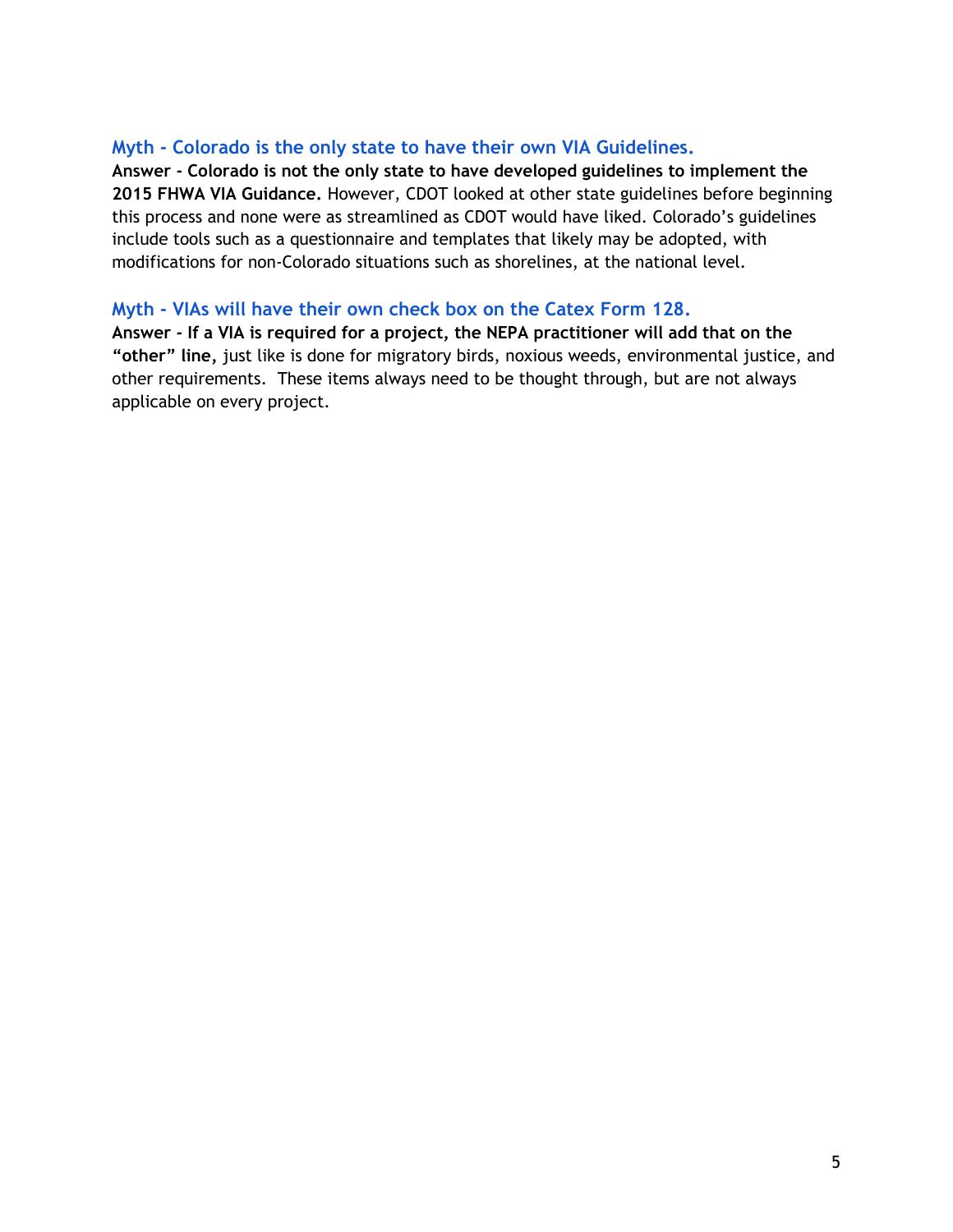### Myth - Colorado is the only state to have their own VIA Guidelines.

**Answer - Colorado is not the only state to have developed guidelines to implement the 2015 FHWA VIA Guidance.** However, CDOT looked at other state guidelines before beginning this process and none were as streamlined as CDOT would have liked. Colorado's guidelines include tools such as a questionnaire and templates that likely may be adopted, with modifications for non-Colorado situations such as shorelines, at the national level.

### Myth - VIAs will have their own check box on the Catex Form 128.

**Answer - If a VIA is required for a project, the NEPA practitioner will add that on the "other" line,** just like is done for migratory birds, noxious weeds, environmental justice, and other requirements. These items always need to be thought through, but are not always applicable on every project.